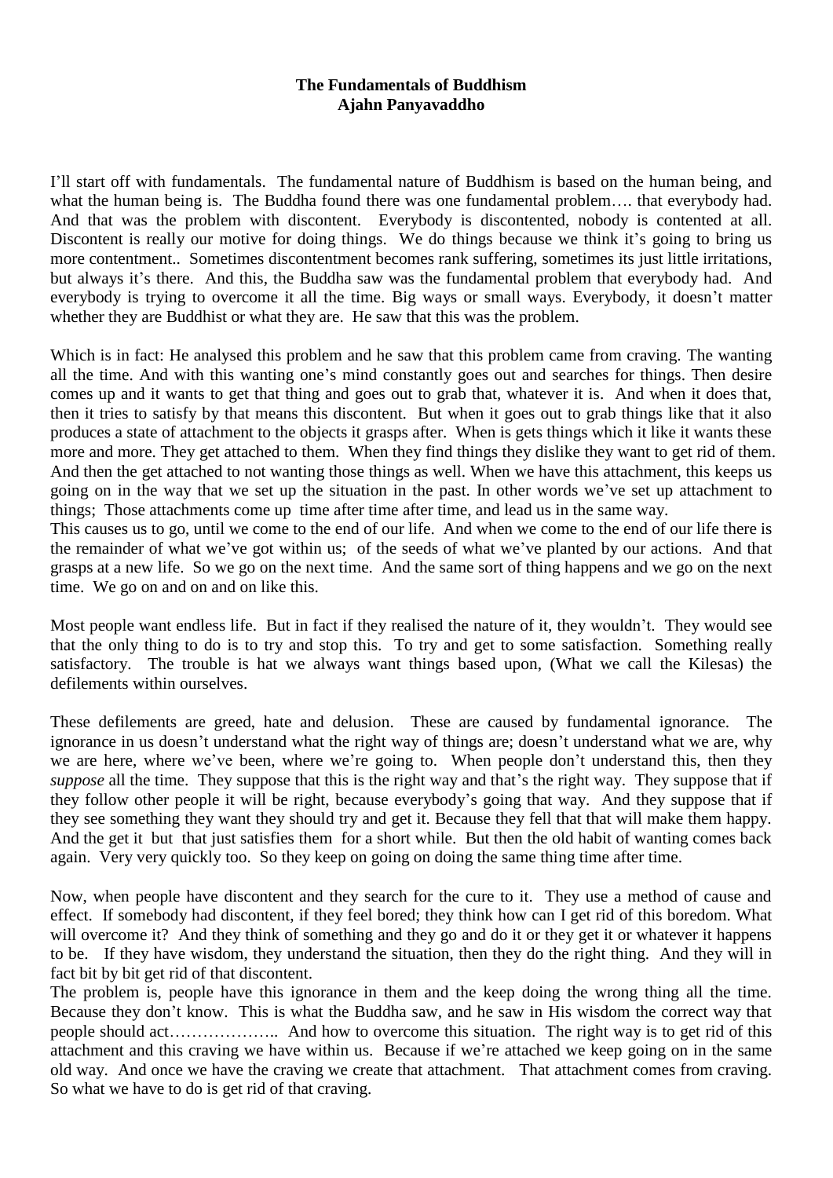**The Fundamentals of Buddhism**
**Ajahn Panyavaddho**

I'll start off with fundamentals. The fundamental nature of Buddhism is based on the human being, and what the human being is. The Buddha found there was one fundamental problem…. that everybody had. And that was the problem with discontent. Everybody is discontented, nobody is contented at all. Discontent is really our motive for doing things. We do things because we think it's going to bring us more contentment.. Sometimes discontentment becomes rank suffering, sometimes its just little irritations, but always it's there. And this, the Buddha saw was the fundamental problem that everybody had. And everybody is trying to overcome it all the time. Big ways or small ways. Everybody, it doesn't matter whether they are Buddhist or what they are. He saw that this was the problem.

Which is in fact: He analysed this problem and he saw that this problem came from craving. The wanting all the time. And with this wanting one's mind constantly goes out and searches for things. Then desire comes up and it wants to get that thing and goes out to grab that, whatever it is. And when it does that, then it tries to satisfy by that means this discontent. But when it goes out to grab things like that it also produces a state of attachment to the objects it grasps after. When is gets things which it like it wants these more and more. They get attached to them. When they find things they dislike they want to get rid of them. And then the get attached to not wanting those things as well. When we have this attachment, this keeps us going on in the way that we set up the situation in the past. In other words we've set up attachment to things; Those attachments come up time after time after time, and lead us in the same way.
This causes us to go, until we come to the end of our life. And when we come to the end of our life there is the remainder of what we've got within us; of the seeds of what we've planted by our actions. And that grasps at a new life. So we go on the next time. And the same sort of thing happens and we go on the next time. We go on and on and on like this.

Most people want endless life. But in fact if they realised the nature of it, they wouldn't. They would see that the only thing to do is to try and stop this. To try and get to some satisfaction. Something really satisfactory. The trouble is hat we always want things based upon, (What we call the Kilesas) the defilements within ourselves.

These defilements are greed, hate and delusion. These are caused by fundamental ignorance. The ignorance in us doesn't understand what the right way of things are; doesn't understand what we are, why we are here, where we've been, where we're going to. When people don't understand this, then they *suppose* all the time. They suppose that this is the right way and that's the right way. They suppose that if they follow other people it will be right, because everybody's going that way. And they suppose that if they see something they want they should try and get it. Because they fell that that will make them happy. And the get it but that just satisfies them for a short while. But then the old habit of wanting comes back again. Very very quickly too. So they keep on going on doing the same thing time after time.

Now, when people have discontent and they search for the cure to it. They use a method of cause and effect. If somebody had discontent, if they feel bored; they think how can I get rid of this boredom. What will overcome it? And they think of something and they go and do it or they get it or whatever it happens to be. If they have wisdom, they understand the situation, then they do the right thing. And they will in fact bit by bit get rid of that discontent.
The problem is, people have this ignorance in them and the keep doing the wrong thing all the time. Because they don't know. This is what the Buddha saw, and he saw in His wisdom the correct way that people should act……………….. And how to overcome this situation. The right way is to get rid of this attachment and this craving we have within us. Because if we're attached we keep going on in the same old way. And once we have the craving we create that attachment. That attachment comes from craving. So what we have to do is get rid of that craving.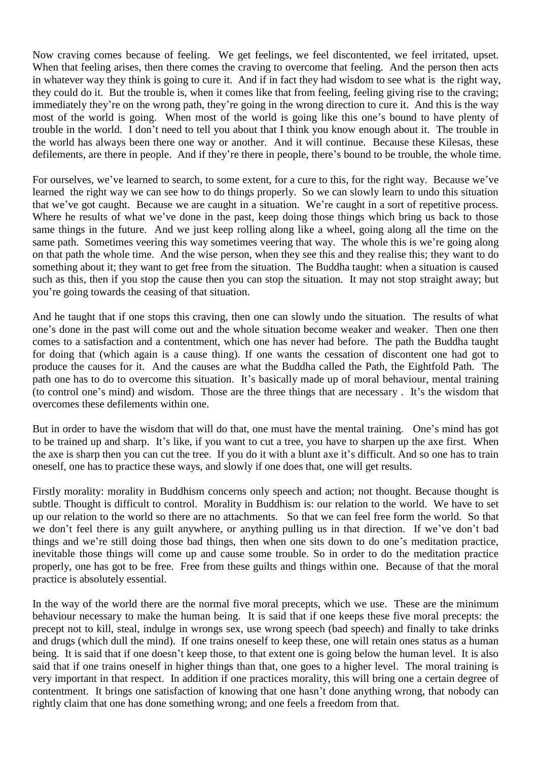Now craving comes because of feeling. We get feelings, we feel discontented, we feel irritated, upset. When that feeling arises, then there comes the craving to overcome that feeling. And the person then acts in whatever way they think is going to cure it. And if in fact they had wisdom to see what is the right way, they could do it. But the trouble is, when it comes like that from feeling, feeling giving rise to the craving; immediately they're on the wrong path, they're going in the wrong direction to cure it. And this is the way most of the world is going. When most of the world is going like this one's bound to have plenty of trouble in the world. I don't need to tell you about that I think you know enough about it. The trouble in the world has always been there one way or another. And it will continue. Because these Kilesas, these defilements, are there in people. And if they're there in people, there's bound to be trouble, the whole time.

For ourselves, we've learned to search, to some extent, for a cure to this, for the right way. Because we've learned the right way we can see how to do things properly. So we can slowly learn to undo this situation that we've got caught. Because we are caught in a situation. We're caught in a sort of repetitive process. Where he results of what we've done in the past, keep doing those things which bring us back to those same things in the future. And we just keep rolling along like a wheel, going along all the time on the same path. Sometimes veering this way sometimes veering that way. The whole this is we're going along on that path the whole time. And the wise person, when they see this and they realise this; they want to do something about it; they want to get free from the situation. The Buddha taught: when a situation is caused such as this, then if you stop the cause then you can stop the situation. It may not stop straight away; but you're going towards the ceasing of that situation.

And he taught that if one stops this craving, then one can slowly undo the situation. The results of what one's done in the past will come out and the whole situation become weaker and weaker. Then one then comes to a satisfaction and a contentment, which one has never had before. The path the Buddha taught for doing that (which again is a cause thing). If one wants the cessation of discontent one had got to produce the causes for it. And the causes are what the Buddha called the Path, the Eightfold Path. The path one has to do to overcome this situation. It's basically made up of moral behaviour, mental training (to control one's mind) and wisdom. Those are the three things that are necessary . It's the wisdom that overcomes these defilements within one.

But in order to have the wisdom that will do that, one must have the mental training. One's mind has got to be trained up and sharp. It's like, if you want to cut a tree, you have to sharpen up the axe first. When the axe is sharp then you can cut the tree. If you do it with a blunt axe it's difficult. And so one has to train oneself, one has to practice these ways, and slowly if one does that, one will get results.

Firstly morality: morality in Buddhism concerns only speech and action; not thought. Because thought is subtle. Thought is difficult to control. Morality in Buddhism is: our relation to the world. We have to set up our relation to the world so there are no attachments. So that we can feel free form the world. So that we don't feel there is any guilt anywhere, or anything pulling us in that direction. If we've don't bad things and we're still doing those bad things, then when one sits down to do one's meditation practice, inevitable those things will come up and cause some trouble. So in order to do the meditation practice properly, one has got to be free. Free from these guilts and things within one. Because of that the moral practice is absolutely essential.

In the way of the world there are the normal five moral precepts, which we use. These are the minimum behaviour necessary to make the human being. It is said that if one keeps these five moral precepts: the precept not to kill, steal, indulge in wrongs sex, use wrong speech (bad speech) and finally to take drinks and drugs (which dull the mind). If one trains oneself to keep these, one will retain ones status as a human being. It is said that if one doesn't keep those, to that extent one is going below the human level. It is also said that if one trains oneself in higher things than that, one goes to a higher level. The moral training is very important in that respect. In addition if one practices morality, this will bring one a certain degree of contentment. It brings one satisfaction of knowing that one hasn't done anything wrong, that nobody can rightly claim that one has done something wrong; and one feels a freedom from that.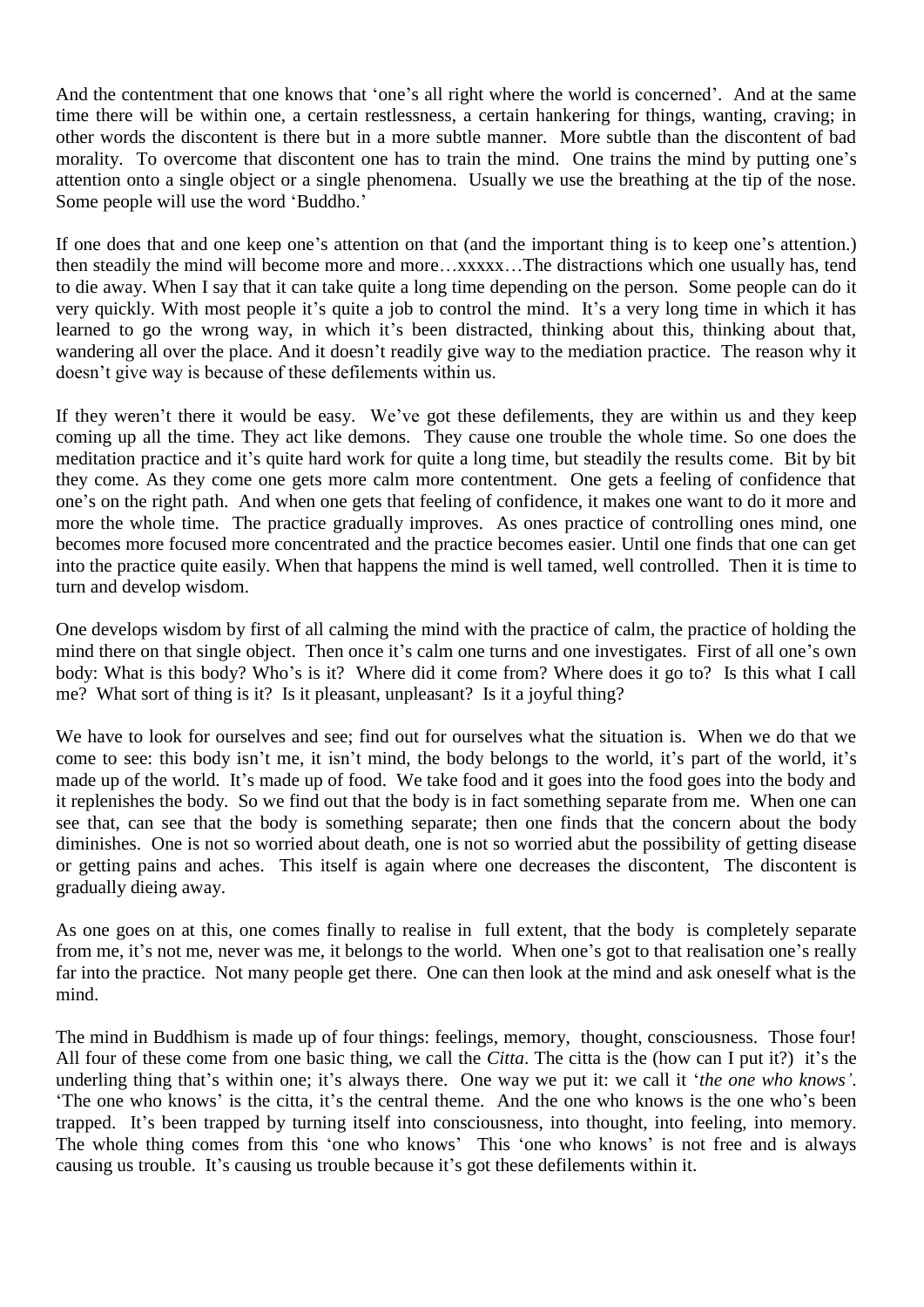And the contentment that one knows that 'one's all right where the world is concerned'. And at the same time there will be within one, a certain restlessness, a certain hankering for things, wanting, craving; in other words the discontent is there but in a more subtle manner. More subtle than the discontent of bad morality. To overcome that discontent one has to train the mind. One trains the mind by putting one's attention onto a single object or a single phenomena. Usually we use the breathing at the tip of the nose. Some people will use the word 'Buddho.'

If one does that and one keep one's attention on that (and the important thing is to keep one's attention.) then steadily the mind will become more and more…xxxxx…The distractions which one usually has, tend to die away. When I say that it can take quite a long time depending on the person. Some people can do it very quickly. With most people it's quite a job to control the mind. It's a very long time in which it has learned to go the wrong way, in which it's been distracted, thinking about this, thinking about that, wandering all over the place. And it doesn't readily give way to the mediation practice. The reason why it doesn't give way is because of these defilements within us.

If they weren't there it would be easy. We've got these defilements, they are within us and they keep coming up all the time. They act like demons. They cause one trouble the whole time. So one does the meditation practice and it's quite hard work for quite a long time, but steadily the results come. Bit by bit they come. As they come one gets more calm more contentment. One gets a feeling of confidence that one's on the right path. And when one gets that feeling of confidence, it makes one want to do it more and more the whole time. The practice gradually improves. As ones practice of controlling ones mind, one becomes more focused more concentrated and the practice becomes easier. Until one finds that one can get into the practice quite easily. When that happens the mind is well tamed, well controlled. Then it is time to turn and develop wisdom.

One develops wisdom by first of all calming the mind with the practice of calm, the practice of holding the mind there on that single object. Then once it's calm one turns and one investigates. First of all one's own body: What is this body? Who's is it? Where did it come from? Where does it go to? Is this what I call me? What sort of thing is it? Is it pleasant, unpleasant? Is it a joyful thing?

We have to look for ourselves and see; find out for ourselves what the situation is. When we do that we come to see: this body isn't me, it isn't mind, the body belongs to the world, it's part of the world, it's made up of the world. It's made up of food. We take food and it goes into the food goes into the body and it replenishes the body. So we find out that the body is in fact something separate from me. When one can see that, can see that the body is something separate; then one finds that the concern about the body diminishes. One is not so worried about death, one is not so worried abut the possibility of getting disease or getting pains and aches. This itself is again where one decreases the discontent, The discontent is gradually dieing away.

As one goes on at this, one comes finally to realise in full extent, that the body is completely separate from me, it's not me, never was me, it belongs to the world. When one's got to that realisation one's really far into the practice. Not many people get there. One can then look at the mind and ask oneself what is the mind.

The mind in Buddhism is made up of four things: feelings, memory, thought, consciousness. Those four! All four of these come from one basic thing, we call the *Citta*. The citta is the (how can I put it?) it's the underling thing that's within one; it's always there. One way we put it: we call it '*the one who knows'*. 'The one who knows' is the citta, it's the central theme. And the one who knows is the one who's been trapped. It's been trapped by turning itself into consciousness, into thought, into feeling, into memory. The whole thing comes from this 'one who knows' This 'one who knows' is not free and is always causing us trouble. It's causing us trouble because it's got these defilements within it.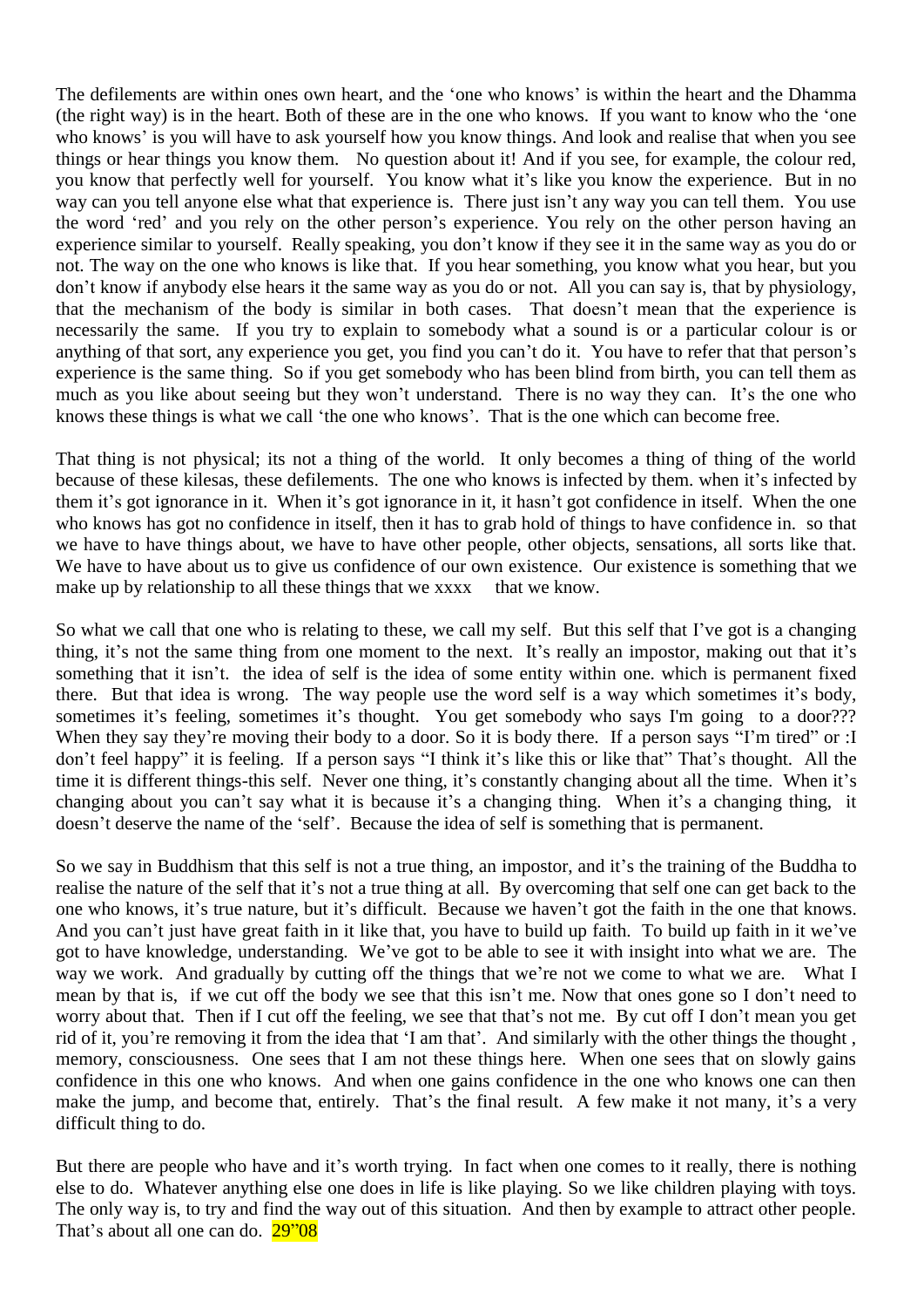The defilements are within ones own heart, and the 'one who knows' is within the heart and the Dhamma (the right way) is in the heart. Both of these are in the one who knows. If you want to know who the 'one who knows' is you will have to ask yourself how you know things. And look and realise that when you see things or hear things you know them. No question about it! And if you see, for example, the colour red, you know that perfectly well for yourself. You know what it's like you know the experience. But in no way can you tell anyone else what that experience is. There just isn't any way you can tell them. You use the word 'red' and you rely on the other person's experience. You rely on the other person having an experience similar to yourself. Really speaking, you don't know if they see it in the same way as you do or not. The way on the one who knows is like that. If you hear something, you know what you hear, but you don't know if anybody else hears it the same way as you do or not. All you can say is, that by physiology, that the mechanism of the body is similar in both cases. That doesn't mean that the experience is necessarily the same. If you try to explain to somebody what a sound is or a particular colour is or anything of that sort, any experience you get, you find you can't do it. You have to refer that that person's experience is the same thing. So if you get somebody who has been blind from birth, you can tell them as much as you like about seeing but they won't understand. There is no way they can. It's the one who knows these things is what we call 'the one who knows'. That is the one which can become free.

That thing is not physical; its not a thing of the world. It only becomes a thing of thing of the world because of these kilesas, these defilements. The one who knows is infected by them. when it's infected by them it's got ignorance in it. When it's got ignorance in it, it hasn't got confidence in itself. When the one who knows has got no confidence in itself, then it has to grab hold of things to have confidence in. so that we have to have things about, we have to have other people, other objects, sensations, all sorts like that. We have to have about us to give us confidence of our own existence. Our existence is something that we make up by relationship to all these things that we xxxx that we know.

So what we call that one who is relating to these, we call my self. But this self that I've got is a changing thing, it's not the same thing from one moment to the next. It's really an impostor, making out that it's something that it isn't. the idea of self is the idea of some entity within one. which is permanent fixed there. But that idea is wrong. The way people use the word self is a way which sometimes it's body, sometimes it's feeling, sometimes it's thought. You get somebody who says I'm going to a door??? When they say they're moving their body to a door. So it is body there. If a person says "I'm tired" or :I don't feel happy" it is feeling. If a person says "I think it's like this or like that" That's thought. All the time it is different things-this self. Never one thing, it's constantly changing about all the time. When it's changing about you can't say what it is because it's a changing thing. When it's a changing thing, it doesn't deserve the name of the 'self'. Because the idea of self is something that is permanent.

So we say in Buddhism that this self is not a true thing, an impostor, and it's the training of the Buddha to realise the nature of the self that it's not a true thing at all. By overcoming that self one can get back to the one who knows, it's true nature, but it's difficult. Because we haven't got the faith in the one that knows. And you can't just have great faith in it like that, you have to build up faith. To build up faith in it we've got to have knowledge, understanding. We've got to be able to see it with insight into what we are. The way we work. And gradually by cutting off the things that we're not we come to what we are. What I mean by that is, if we cut off the body we see that this isn't me. Now that ones gone so I don't need to worry about that. Then if I cut off the feeling, we see that that's not me. By cut off I don't mean you get rid of it, you're removing it from the idea that 'I am that'. And similarly with the other things the thought , memory, consciousness. One sees that I am not these things here. When one sees that on slowly gains confidence in this one who knows. And when one gains confidence in the one who knows one can then make the jump, and become that, entirely. That's the final result. A few make it not many, it's a very difficult thing to do.

But there are people who have and it's worth trying. In fact when one comes to it really, there is nothing else to do. Whatever anything else one does in life is like playing. So we like children playing with toys. The only way is, to try and find the way out of this situation. And then by example to attract other people. That's about all one can do. 29"08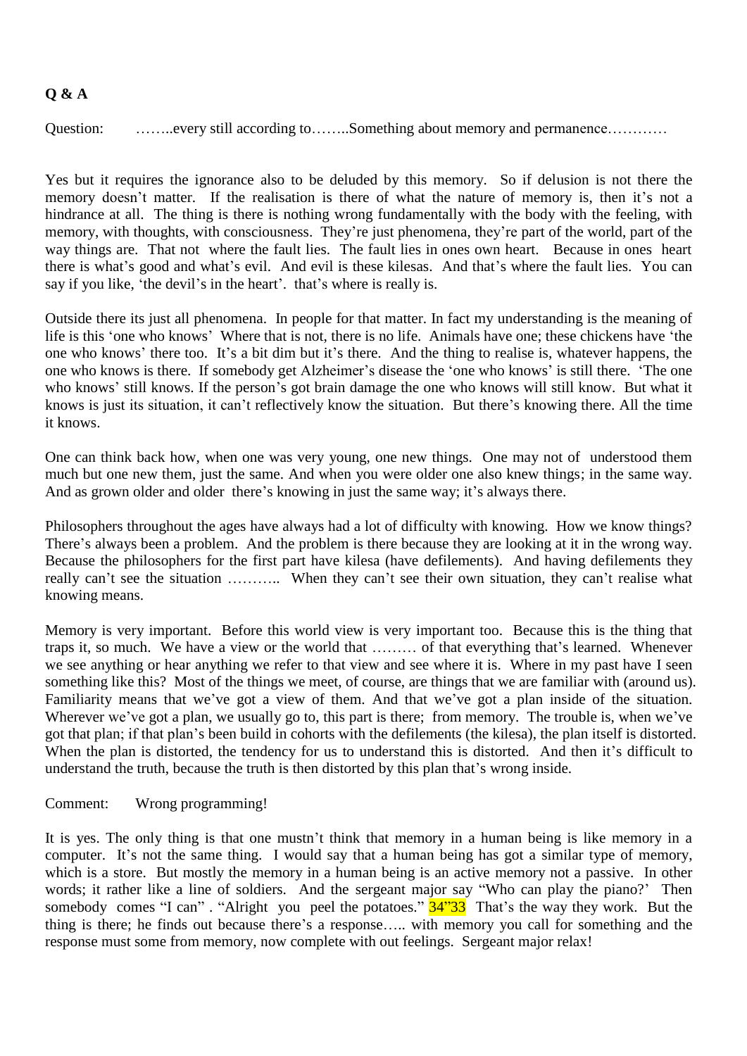**Q & A**

Question: ……..every still according to……..Something about memory and permanence…………

Yes but it requires the ignorance also to be deluded by this memory. So if delusion is not there the memory doesn't matter. If the realisation is there of what the nature of memory is, then it's not a hindrance at all. The thing is there is nothing wrong fundamentally with the body with the feeling, with memory, with thoughts, with consciousness. They're just phenomena, they're part of the world, part of the way things are. That not where the fault lies. The fault lies in ones own heart. Because in ones heart there is what's good and what's evil. And evil is these kilesas. And that's where the fault lies. You can say if you like, 'the devil's in the heart'. that's where is really is.

Outside there its just all phenomena. In people for that matter. In fact my understanding is the meaning of life is this 'one who knows' Where that is not, there is no life. Animals have one; these chickens have 'the one who knows' there too. It's a bit dim but it's there. And the thing to realise is, whatever happens, the one who knows is there. If somebody get Alzheimer's disease the 'one who knows' is still there. 'The one who knows' still knows. If the person's got brain damage the one who knows will still know. But what it knows is just its situation, it can't reflectively know the situation. But there's knowing there. All the time it knows.

One can think back how, when one was very young, one new things. One may not of understood them much but one new them, just the same. And when you were older one also knew things; in the same way. And as grown older and older there's knowing in just the same way; it's always there.

Philosophers throughout the ages have always had a lot of difficulty with knowing. How we know things? There's always been a problem. And the problem is there because they are looking at it in the wrong way. Because the philosophers for the first part have kilesa (have defilements). And having defilements they really can't see the situation ……….. When they can't see their own situation, they can't realise what knowing means.

Memory is very important. Before this world view is very important too. Because this is the thing that traps it, so much. We have a view or the world that ……… of that everything that's learned. Whenever we see anything or hear anything we refer to that view and see where it is. Where in my past have I seen something like this? Most of the things we meet, of course, are things that we are familiar with (around us). Familiarity means that we've got a view of them. And that we've got a plan inside of the situation. Wherever we've got a plan, we usually go to, this part is there; from memory. The trouble is, when we've got that plan; if that plan's been build in cohorts with the defilements (the kilesa), the plan itself is distorted. When the plan is distorted, the tendency for us to understand this is distorted. And then it's difficult to understand the truth, because the truth is then distorted by this plan that's wrong inside.

Comment: Wrong programming!

It is yes. The only thing is that one mustn't think that memory in a human being is like memory in a computer. It's not the same thing. I would say that a human being has got a similar type of memory, which is a store. But mostly the memory in a human being is an active memory not a passive. In other words; it rather like a line of soldiers. And the sergeant major say "Who can play the piano?' Then somebody comes "I can" . "Alright you peel the potatoes." 34"33 That's the way they work. But the thing is there; he finds out because there's a response….. with memory you call for something and the response must some from memory, now complete with out feelings. Sergeant major relax!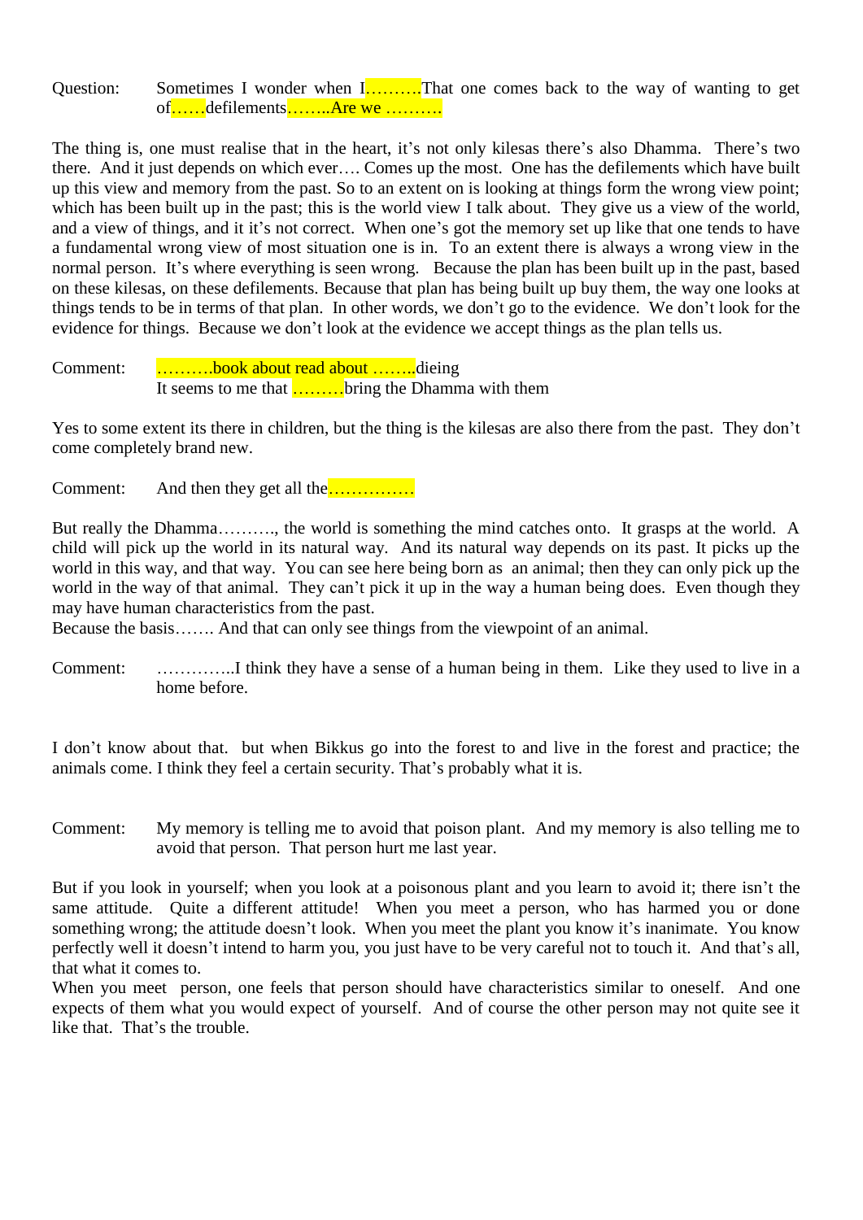Question: Sometimes I wonder when I……….That one comes back to the way of wanting to get of……defilements……..Are we ……….

The thing is, one must realise that in the heart, it's not only kilesas there's also Dhamma. There's two there. And it just depends on which ever…. Comes up the most. One has the defilements which have built up this view and memory from the past. So to an extent on is looking at things form the wrong view point; which has been built up in the past; this is the world view I talk about. They give us a view of the world, and a view of things, and it it's not correct. When one's got the memory set up like that one tends to have a fundamental wrong view of most situation one is in. To an extent there is always a wrong view in the normal person. It's where everything is seen wrong. Because the plan has been built up in the past, based on these kilesas, on these defilements. Because that plan has being built up buy them, the way one looks at things tends to be in terms of that plan. In other words, we don't go to the evidence. We don't look for the evidence for things. Because we don't look at the evidence we accept things as the plan tells us.

Comment: ……….book about read about ……..dieing
It seems to me that ………bring the Dhamma with them

Yes to some extent its there in children, but the thing is the kilesas are also there from the past. They don't come completely brand new.

Comment: And then they get all the……………

But really the Dhamma………., the world is something the mind catches onto. It grasps at the world. A child will pick up the world in its natural way. And its natural way depends on its past. It picks up the world in this way, and that way. You can see here being born as an animal; then they can only pick up the world in the way of that animal. They can't pick it up in the way a human being does. Even though they may have human characteristics from the past.
Because the basis……. And that can only see things from the viewpoint of an animal.

Comment: …………..I think they have a sense of a human being in them. Like they used to live in a home before.

I don't know about that. but when Bikkus go into the forest to and live in the forest and practice; the animals come. I think they feel a certain security. That's probably what it is.

Comment: My memory is telling me to avoid that poison plant. And my memory is also telling me to avoid that person. That person hurt me last year.

But if you look in yourself; when you look at a poisonous plant and you learn to avoid it; there isn't the same attitude. Quite a different attitude! When you meet a person, who has harmed you or done something wrong; the attitude doesn't look. When you meet the plant you know it's inanimate. You know perfectly well it doesn't intend to harm you, you just have to be very careful not to touch it. And that's all, that what it comes to.
When you meet person, one feels that person should have characteristics similar to oneself. And one expects of them what you would expect of yourself. And of course the other person may not quite see it like that. That's the trouble.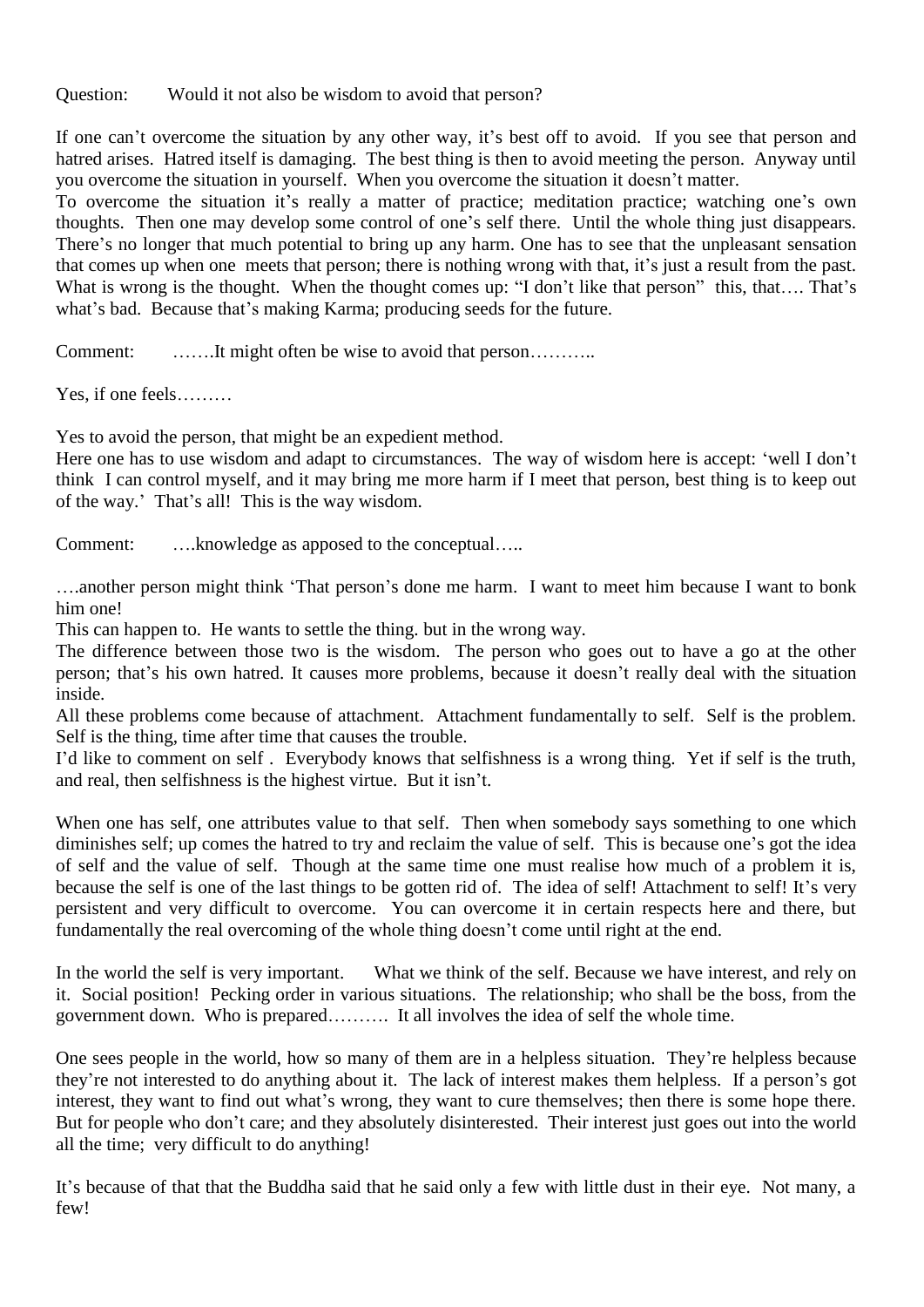Question: Would it not also be wisdom to avoid that person?

If one can't overcome the situation by any other way, it's best off to avoid. If you see that person and hatred arises. Hatred itself is damaging. The best thing is then to avoid meeting the person. Anyway until you overcome the situation in yourself. When you overcome the situation it doesn't matter.
To overcome the situation it's really a matter of practice; meditation practice; watching one's own thoughts. Then one may develop some control of one's self there. Until the whole thing just disappears. There's no longer that much potential to bring up any harm. One has to see that the unpleasant sensation that comes up when one meets that person; there is nothing wrong with that, it's just a result from the past. What is wrong is the thought. When the thought comes up: "I don't like that person" this, that…. That's what's bad. Because that's making Karma; producing seeds for the future.

Comment: …….It might often be wise to avoid that person………..

Yes, if one feels………

Yes to avoid the person, that might be an expedient method.
Here one has to use wisdom and adapt to circumstances. The way of wisdom here is accept: 'well I don't think I can control myself, and it may bring me more harm if I meet that person, best thing is to keep out of the way.' That's all! This is the way wisdom.

Comment: ….knowledge as apposed to the conceptual…..

….another person might think 'That person's done me harm. I want to meet him because I want to bonk him one!
This can happen to. He wants to settle the thing. but in the wrong way.
The difference between those two is the wisdom. The person who goes out to have a go at the other person; that's his own hatred. It causes more problems, because it doesn't really deal with the situation inside.
All these problems come because of attachment. Attachment fundamentally to self. Self is the problem. Self is the thing, time after time that causes the trouble.
I'd like to comment on self . Everybody knows that selfishness is a wrong thing. Yet if self is the truth, and real, then selfishness is the highest virtue. But it isn't.

When one has self, one attributes value to that self. Then when somebody says something to one which diminishes self; up comes the hatred to try and reclaim the value of self. This is because one's got the idea of self and the value of self. Though at the same time one must realise how much of a problem it is, because the self is one of the last things to be gotten rid of. The idea of self! Attachment to self! It's very persistent and very difficult to overcome. You can overcome it in certain respects here and there, but fundamentally the real overcoming of the whole thing doesn't come until right at the end.

In the world the self is very important. What we think of the self. Because we have interest, and rely on it. Social position! Pecking order in various situations. The relationship; who shall be the boss, from the government down. Who is prepared………. It all involves the idea of self the whole time.

One sees people in the world, how so many of them are in a helpless situation. They're helpless because they're not interested to do anything about it. The lack of interest makes them helpless. If a person's got interest, they want to find out what's wrong, they want to cure themselves; then there is some hope there. But for people who don't care; and they absolutely disinterested. Their interest just goes out into the world all the time; very difficult to do anything!

It's because of that that the Buddha said that he said only a few with little dust in their eye. Not many, a few!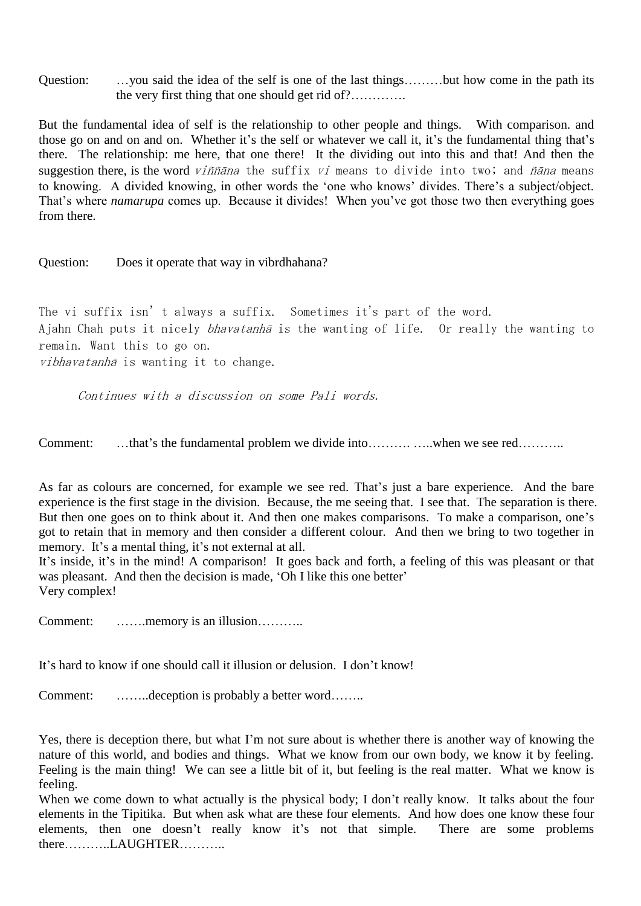Question: …you said the idea of the self is one of the last things………but how come in the path its the very first thing that one should get rid of?………….

But the fundamental idea of self is the relationship to other people and things. With comparison. and those go on and on and on. Whether it's the self or whatever we call it, it's the fundamental thing that's there. The relationship: me here, that one there! It the dividing out into this and that! And then the suggestion there, is the word *viññāna* the suffix *vi* means to divide into two; and *ñāna* means to knowing. A divided knowing, in other words the 'one who knows' divides. There's a subject/object. That's where ***namarupa*** comes up. Because it divides! When you've got those two then everything goes from there.

Question: Does it operate that way in vibrdhahana?

The vi suffix isn't always a suffix. Sometimes it's part of the word.
Ajahn Chah puts it nicely *bhavatanhā* is the wanting of life. Or really the wanting to remain. Want this to go on.
*vibhavatanhā* is wanting it to change.

*Continues with a discussion on some Pali words.*

Comment: …that's the fundamental problem we divide into………. …..when we see red………..

As far as colours are concerned, for example we see red. That's just a bare experience. And the bare experience is the first stage in the division. Because, the me seeing that. I see that. The separation is there. But then one goes on to think about it. And then one makes comparisons. To make a comparison, one's got to retain that in memory and then consider a different colour. And then we bring to two together in memory. It's a mental thing, it's not external at all.
It's inside, it's in the mind! A comparison! It goes back and forth, a feeling of this was pleasant or that was pleasant. And then the decision is made, 'Oh I like this one better'
Very complex!

Comment: …….memory is an illusion………..

It's hard to know if one should call it illusion or delusion. I don't know!

Comment: ……..deception is probably a better word……..

Yes, there is deception there, but what I'm not sure about is whether there is another way of knowing the nature of this world, and bodies and things. What we know from our own body, we know it by feeling. Feeling is the main thing! We can see a little bit of it, but feeling is the real matter. What we know is feeling.
When we come down to what actually is the physical body; I don't really know. It talks about the four elements in the Tipitika. But when ask what are these four elements. And how does one know these four elements, then one doesn't really know it's not that simple. There are some problems there………..LAUGHTER………..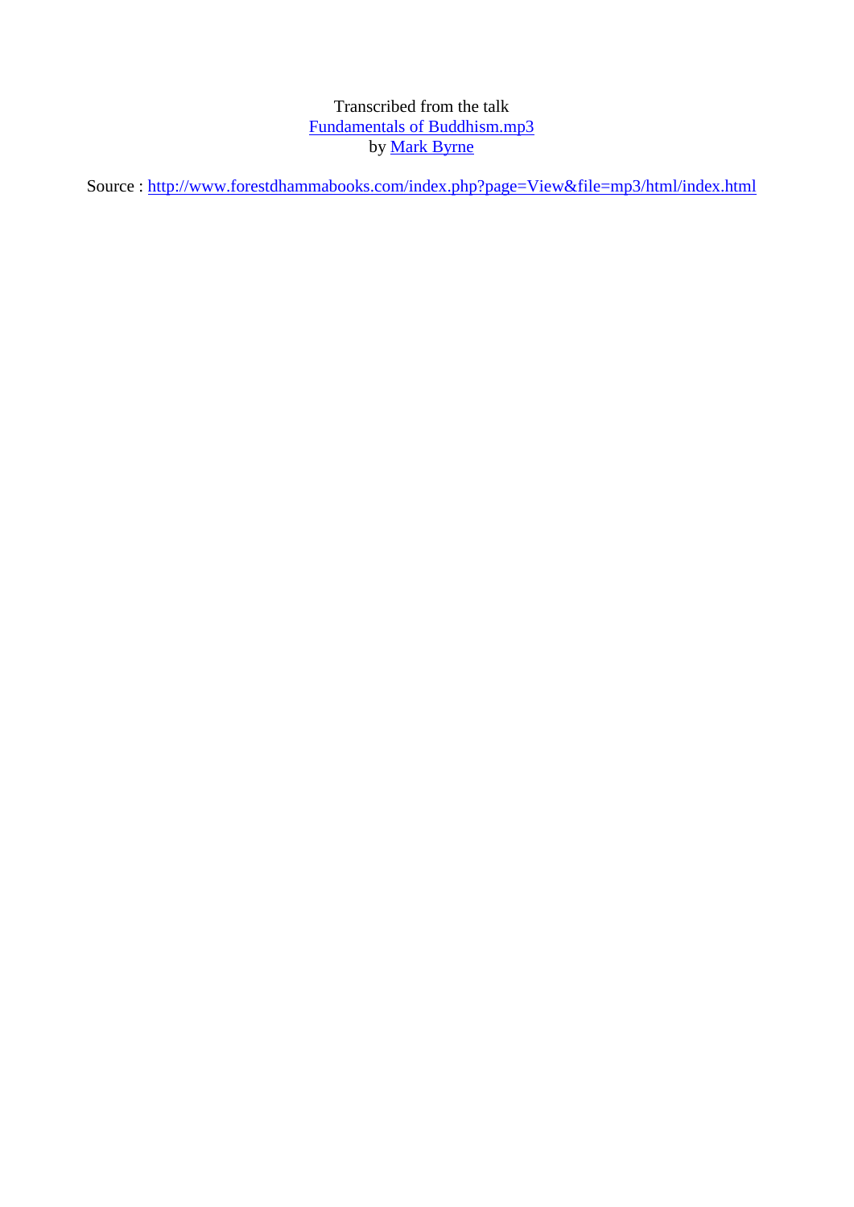Transcribed from the talk
[Fundamentals of Buddhism.mp3]
by [Mark Byrne]

Source : http://www.forestdhammabooks.com/index.php?page=View&file=mp3/html/index.html